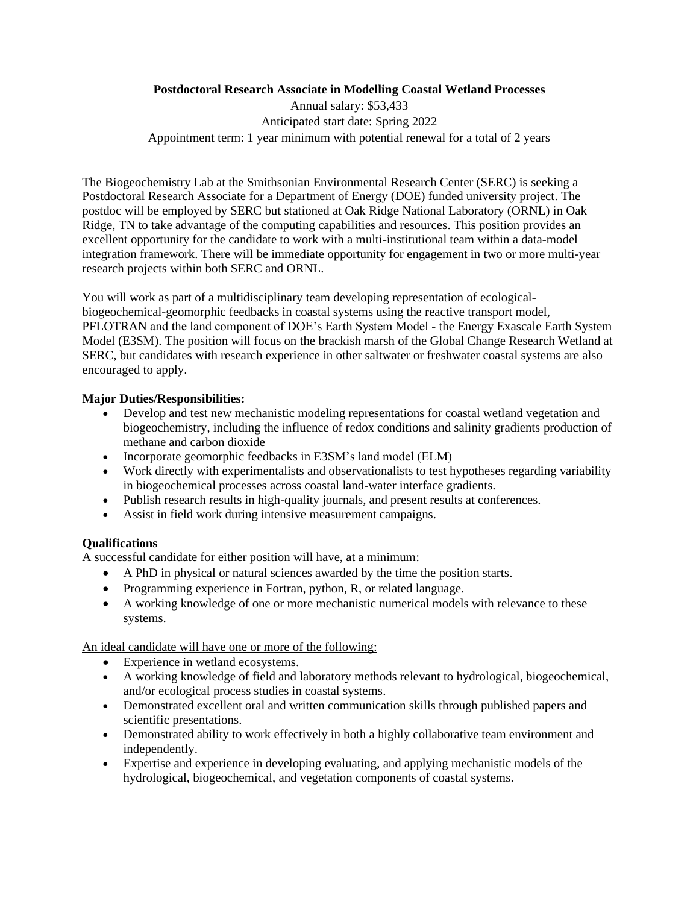**Postdoctoral Research Associate in Modelling Coastal Wetland Processes**

Annual salary: $53,433

Anticipated start date: Spring 2022

Appointment term: 1 year minimum with potential renewal for a total of 2 years

The Biogeochemistry Lab at the Smithsonian Environmental Research Center (SERC) is seeking a Postdoctoral Research Associate for a Department of Energy (DOE) funded university project. The postdoc will be employed by SERC but stationed at Oak Ridge National Laboratory (ORNL) in Oak Ridge, TN to take advantage of the computing capabilities and resources. This position provides an excellent opportunity for the candidate to work with a multi-institutional team within a data-model integration framework. There will be immediate opportunity for engagement in two or more multi-year research projects within both SERC and ORNL.

You will work as part of a multidisciplinary team developing representation of ecological-biogeochemical-geomorphic feedbacks in coastal systems using the reactive transport model, PFLOTRAN and the land component of DOE's Earth System Model - the Energy Exascale Earth System Model (E3SM). The position will focus on the brackish marsh of the Global Change Research Wetland at SERC, but candidates with research experience in other saltwater or freshwater coastal systems are also encouraged to apply.

**Major Duties/Responsibilities:**

- Develop and test new mechanistic modeling representations for coastal wetland vegetation and biogeochemistry, including the influence of redox conditions and salinity gradients production of methane and carbon dioxide
- Incorporate geomorphic feedbacks in E3SM's land model (ELM)
- Work directly with experimentalists and observationalists to test hypotheses regarding variability in biogeochemical processes across coastal land-water interface gradients.
- Publish research results in high-quality journals, and present results at conferences.
- Assist in field work during intensive measurement campaigns.

**Qualifications**

A successful candidate for either position will have, at a minimum:

- A PhD in physical or natural sciences awarded by the time the position starts.
- Programming experience in Fortran, python, R, or related language.
- A working knowledge of one or more mechanistic numerical models with relevance to these systems.

An ideal candidate will have one or more of the following:

- Experience in wetland ecosystems.
- A working knowledge of field and laboratory methods relevant to hydrological, biogeochemical, and/or ecological process studies in coastal systems.
- Demonstrated excellent oral and written communication skills through published papers and scientific presentations.
- Demonstrated ability to work effectively in both a highly collaborative team environment and independently.
- Expertise and experience in developing evaluating, and applying mechanistic models of the hydrological, biogeochemical, and vegetation components of coastal systems.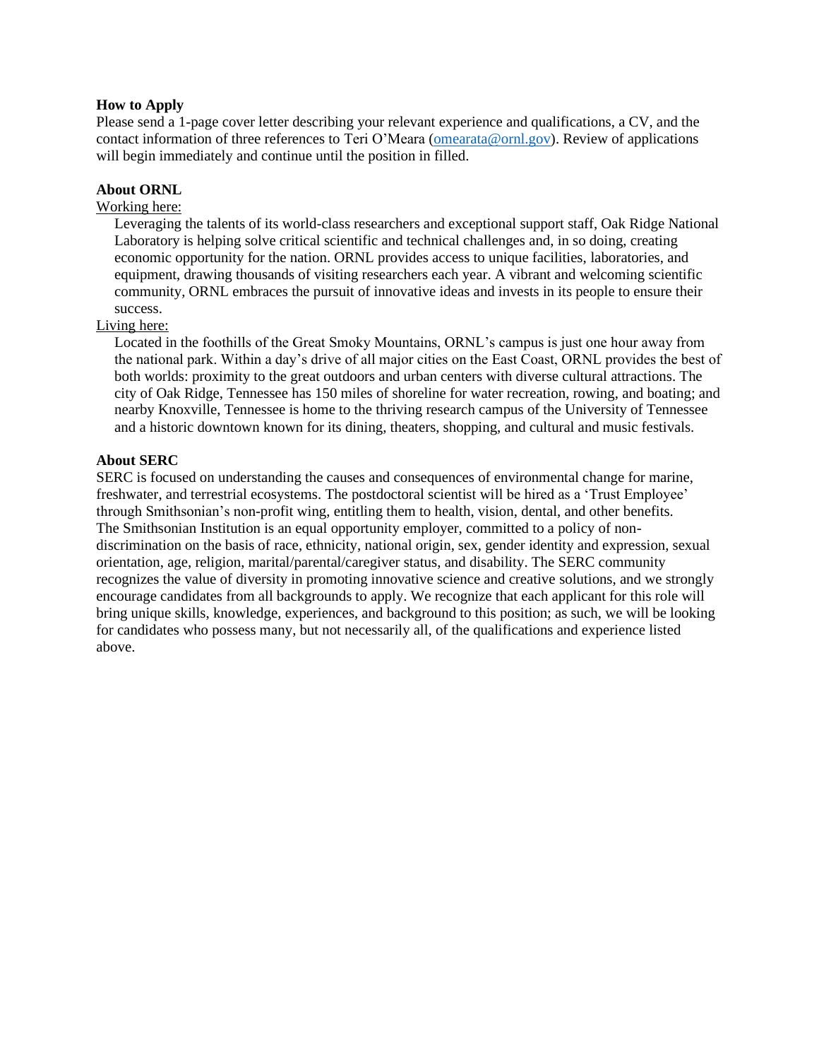**How to Apply**

Please send a 1-page cover letter describing your relevant experience and qualifications, a CV, and the contact information of three references to Teri O'Meara (omearata@ornl.gov). Review of applications will begin immediately and continue until the position in filled.

**About ORNL**

Working here:

Leveraging the talents of its world-class researchers and exceptional support staff, Oak Ridge National Laboratory is helping solve critical scientific and technical challenges and, in so doing, creating economic opportunity for the nation. ORNL provides access to unique facilities, laboratories, and equipment, drawing thousands of visiting researchers each year. A vibrant and welcoming scientific community, ORNL embraces the pursuit of innovative ideas and invests in its people to ensure their success.

Living here:

Located in the foothills of the Great Smoky Mountains, ORNL's campus is just one hour away from the national park. Within a day's drive of all major cities on the East Coast, ORNL provides the best of both worlds: proximity to the great outdoors and urban centers with diverse cultural attractions. The city of Oak Ridge, Tennessee has 150 miles of shoreline for water recreation, rowing, and boating; and nearby Knoxville, Tennessee is home to the thriving research campus of the University of Tennessee and a historic downtown known for its dining, theaters, shopping, and cultural and music festivals.

**About SERC**

SERC is focused on understanding the causes and consequences of environmental change for marine, freshwater, and terrestrial ecosystems. The postdoctoral scientist will be hired as a 'Trust Employee' through Smithsonian's non-profit wing, entitling them to health, vision, dental, and other benefits. The Smithsonian Institution is an equal opportunity employer, committed to a policy of non-discrimination on the basis of race, ethnicity, national origin, sex, gender identity and expression, sexual orientation, age, religion, marital/parental/caregiver status, and disability. The SERC community recognizes the value of diversity in promoting innovative science and creative solutions, and we strongly encourage candidates from all backgrounds to apply. We recognize that each applicant for this role will bring unique skills, knowledge, experiences, and background to this position; as such, we will be looking for candidates who possess many, but not necessarily all, of the qualifications and experience listed above.